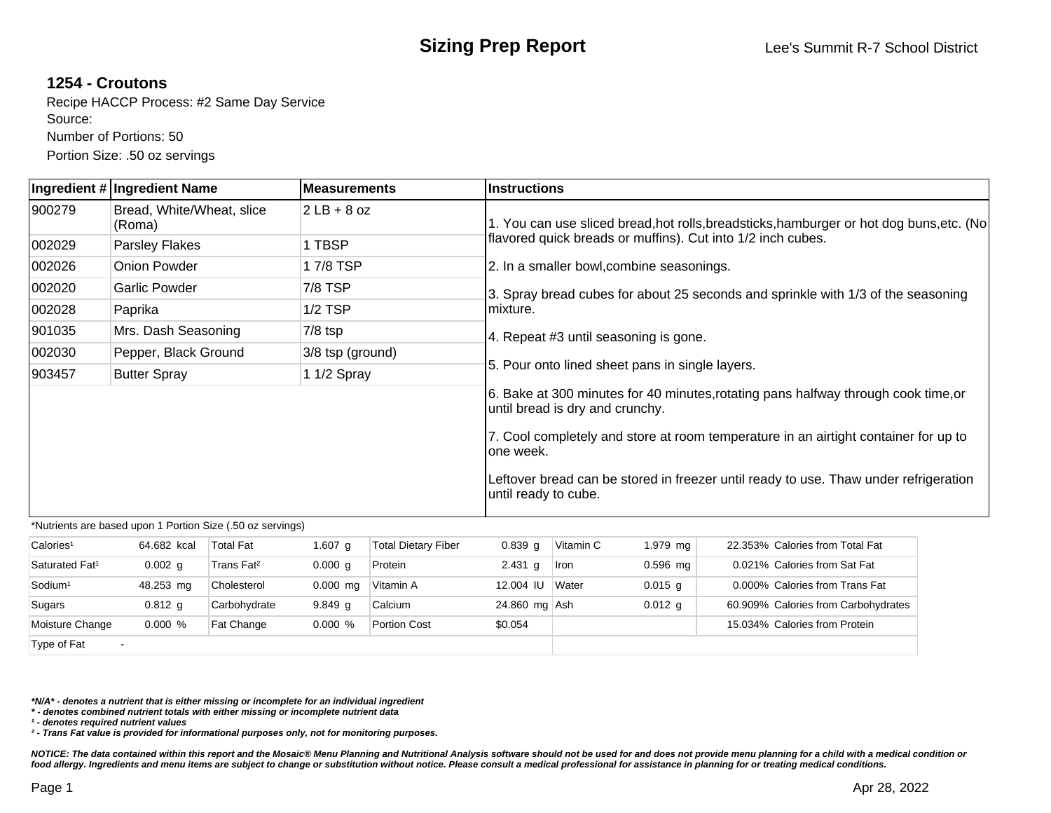# Sizing Prep Report

Lee's Summit R-7 School District

## 1254 - Croutons

Recipe HACCP Process: #2 Same Day Service
Source:
Number of Portions: 50
Portion Size: .50 oz servings

| Ingredient # | Ingredient Name | Measurements |
|---|---|---|
| 900279 | Bread, White/Wheat, slice (Roma) | 2 LB + 8 oz |
| 002029 | Parsley Flakes | 1 TBSP |
| 002026 | Onion Powder | 1 7/8 TSP |
| 002020 | Garlic Powder | 7/8 TSP |
| 002028 | Paprika | 1/2 TSP |
| 901035 | Mrs. Dash Seasoning | 7/8 tsp |
| 002030 | Pepper, Black Ground | 3/8 tsp (ground) |
| 903457 | Butter Spray | 1 1/2 Spray |

**Instructions**

1. You can use sliced bread,hot rolls,breadsticks,hamburger or hot dog buns,etc. (No flavored quick breads or muffins). Cut into 1/2 inch cubes.

2. In a smaller bowl,combine seasonings.

3. Spray bread cubes for about 25 seconds and sprinkle with 1/3 of the seasoning mixture.

4. Repeat #3 until seasoning is gone.

5. Pour onto lined sheet pans in single layers.

6. Bake at 300 minutes for 40 minutes,rotating pans halfway through cook time,or until bread is dry and crunchy.

7. Cool completely and store at room temperature in an airtight container for up to one week.

Leftover bread can be stored in freezer until ready to use. Thaw under refrigeration until ready to cube.

*Nutrients are based upon 1 Portion Size (.50 oz servings)

| | | | | | | | | |
|---|---|---|---|---|---|---|---|---|
| Calories[1] | 64.682 kcal | Total Fat | 1.607 g | Total Dietary Fiber | 0.839 g | Vitamin C | 1.979 mg | 22.353% Calories from Total Fat |
| Saturated Fat[1] | 0.002 g | Trans Fat[2] | 0.000 g | Protein | 2.431 g | Iron | 0.596 mg | 0.021% Calories from Sat Fat |
| Sodium[1] | 48.253 mg | Cholesterol | 0.000 mg | Vitamin A | 12.004 IU | Water | 0.015 g | 0.000% Calories from Trans Fat |
| Sugars | 0.812 g | Carbohydrate | 9.849 g | Calcium | 24.860 mg | Ash | 0.012 g | 60.909% Calories from Carbohydrates |
| Moisture Change | 0.000 % | Fat Change | 0.000 % | Portion Cost | $0.054 | | | 15.034% Calories from Protein |
| Type of Fat | - | | | | | | | |

***N/A* - denotes a nutrient that is either missing or incomplete for an individual ingredient***
***\* - denotes combined nutrient totals with either missing or incomplete nutrient data***
***[1] - denotes required nutrient values***
***[2] - Trans Fat value is provided for informational purposes only, not for monitoring purposes.***

***NOTICE: The data contained within this report and the Mosaic® Menu Planning and Nutritional Analysis software should not be used for and does not provide menu planning for a child with a medical condition or food allergy. Ingredients and menu items are subject to change or substitution without notice. Please consult a medical professional for assistance in planning for or treating medical conditions.***

Apr 28, 2022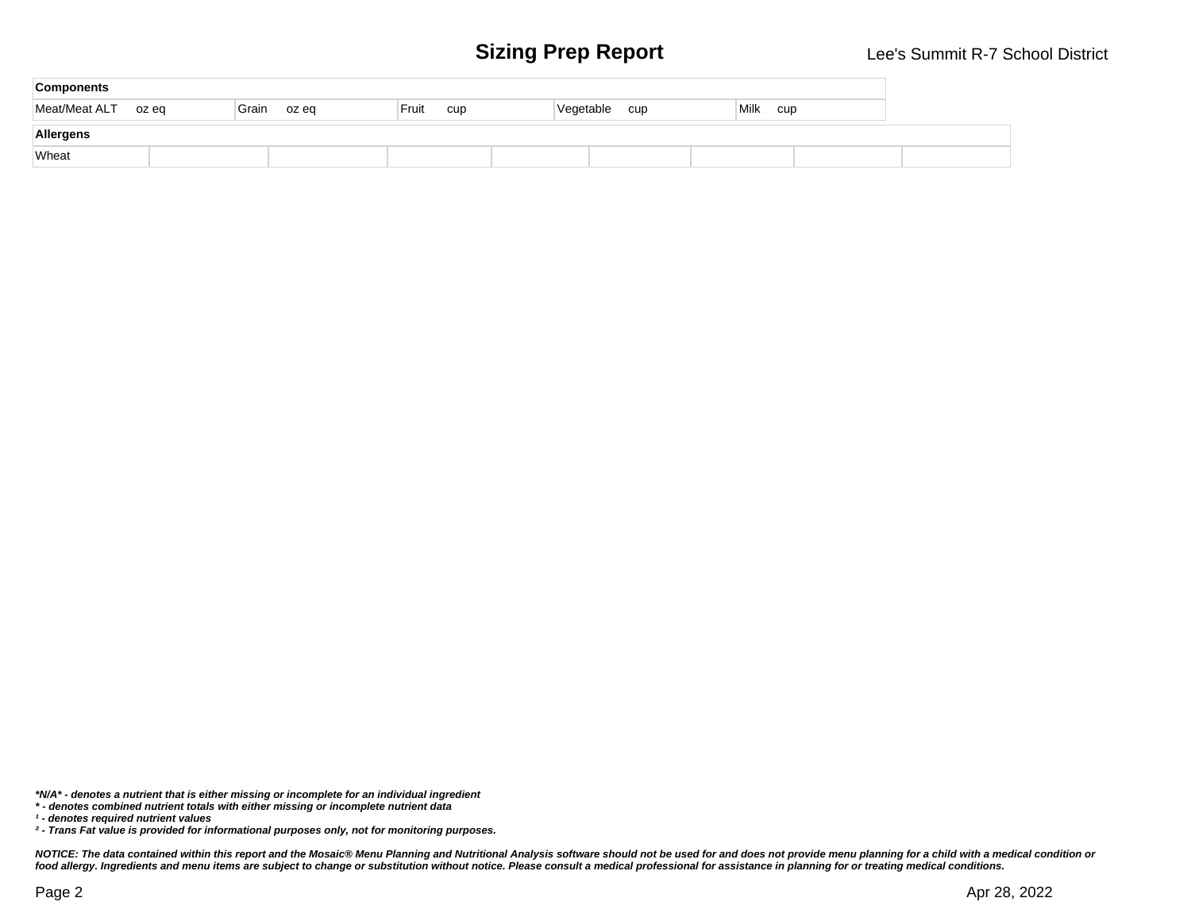## Sizing Prep Report

Lee's Summit R-7 School District

| Components | | | | |
| --- | --- | --- | --- | --- |
| Meat/Meat ALT oz eq | Grain oz eq | Fruit cup | Vegetable cup | Milk cup |

| Allergens | | | | | | | | |
| --- | --- | --- | --- | --- | --- | --- | --- | --- |
| Wheat | | | | | | | | |

***N/A* - denotes a nutrient that is either missing or incomplete for an individual ingredient**
***\* - denotes combined nutrient totals with either missing or incomplete nutrient data***
***¹ - denotes required nutrient values***
***² - Trans Fat value is provided for informational purposes only, not for monitoring purposes.***

***NOTICE: The data contained within this report and the Mosaic® Menu Planning and Nutritional Analysis software should not be used for and does not provide menu planning for a child with a medical condition or food allergy. Ingredients and menu items are subject to change or substitution without notice. Please consult a medical professional for assistance in planning for or treating medical conditions.***

Apr 28, 2022